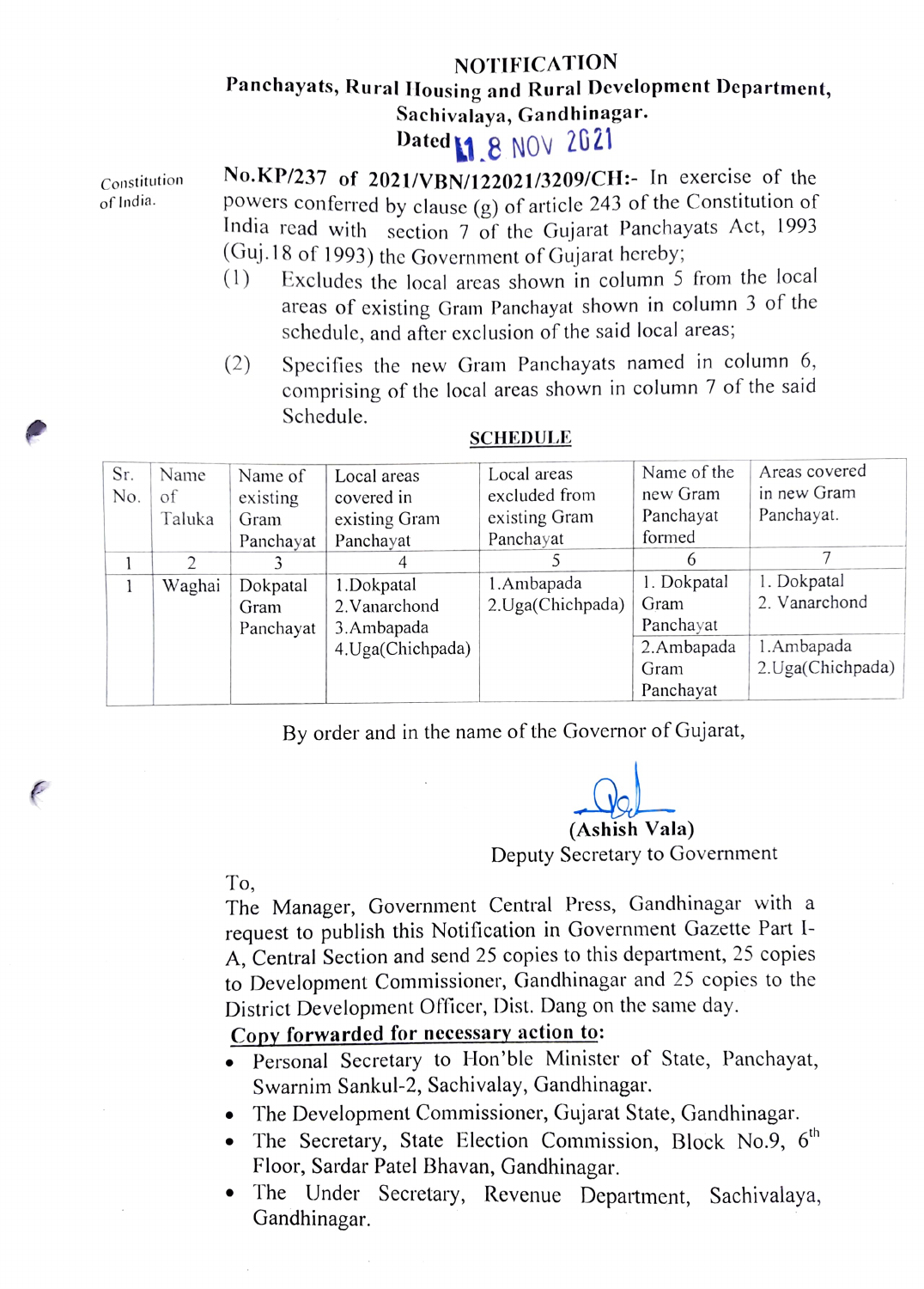# NOTIFICATION

**Panchayats, Rural Housing and Rural Development Department,**
**Sachivalaya, Gandhinagar.**
**Dated** 18 NOV 2021

Constitution of India.

**No.KP/237 of 2021/VBN/122021/3209/CH:-** In exercise of the powers conferred by clause (g) of article 243 of the Constitution of India read with section 7 of the Gujarat Panchayats Act, 1993 (Guj.18 of 1993) the Government of Gujarat hereby;

(1) Excludes the local areas shown in column 5 from the local areas of existing Gram Panchayat shown in column 3 of the schedule, and after exclusion of the said local areas;

(2) Specifies the new Gram Panchayats named in column 6, comprising of the local areas shown in column 7 of the said Schedule.

**SCHEDULE**

| Sr. No. | Name of Taluka | Name of existing Gram Panchayat | Local areas covered in existing Gram Panchayat | Local areas excluded from existing Gram Panchayat | Name of the new Gram Panchayat formed | Areas covered in new Gram Panchayat. |
|---|---|---|---|---|---|---|
| 1 | 2 | 3 | 4 | 5 | 6 | 7 |
| 1 | Waghai | Dokpatal Gram Panchayat | 1.Dokpatal<br>2.Vanarchond<br>3.Ambapada<br>4.Uga(Chichpada) | 1.Ambapada<br>2.Uga(Chichpada) | 1. Dokpatal Gram Panchayat | 1. Dokpatal<br>2. Vanarchond |
| | | | | | 2.Ambapada Gram Panchayat | 1.Ambapada<br>2.Uga(Chichpada) |

By order and in the name of the Governor of Gujarat,

**(Ashish Vala)**
Deputy Secretary to Government

To,
The Manager, Government Central Press, Gandhinagar with a request to publish this Notification in Government Gazette Part I-A, Central Section and send 25 copies to this department, 25 copies to Development Commissioner, Gandhinagar and 25 copies to the District Development Officer, Dist. Dang on the same day.

**Copy forwarded for necessary action to:**

- Personal Secretary to Hon'ble Minister of State, Panchayat, Swarnim Sankul-2, Sachivalay, Gandhinagar.
- The Development Commissioner, Gujarat State, Gandhinagar.
- The Secretary, State Election Commission, Block No.9, 6th Floor, Sardar Patel Bhavan, Gandhinagar.
- The Under Secretary, Revenue Department, Sachivalaya, Gandhinagar.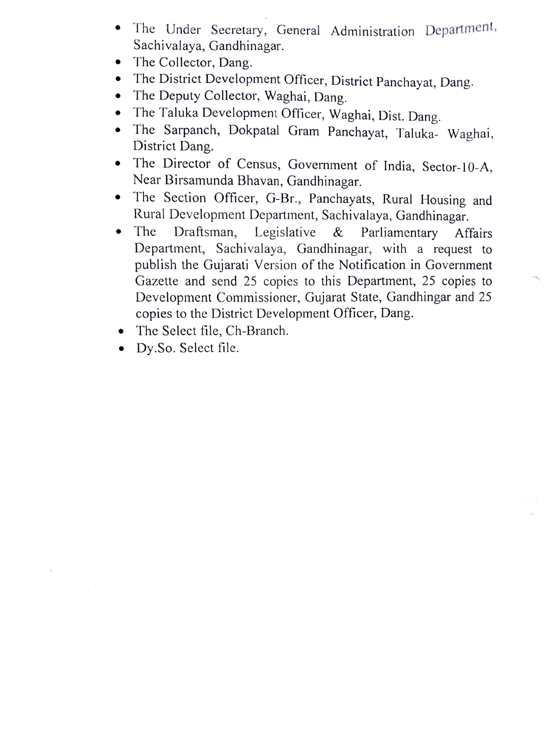- The Under Secretary, General Administration Department, Sachivalaya, Gandhinagar.
- The Collector, Dang.
- The District Development Officer, District Panchayat, Dang.
- The Deputy Collector, Waghai, Dang.
- The Taluka Development Officer, Waghai, Dist. Dang.
- The Sarpanch, Dokpatal Gram Panchayat, Taluka- Waghai, District Dang.
- The Director of Census, Government of India, Sector-10-A, Near Birsamunda Bhavan, Gandhinagar.
- The Section Officer, G-Br., Panchayats, Rural Housing and Rural Development Department, Sachivalaya, Gandhinagar.
- The Draftsman, Legislative & Parliamentary Affairs Department, Sachivalaya, Gandhinagar, with a request to publish the Gujarati Version of the Notification in Government Gazette and send 25 copies to this Department, 25 copies to Development Commissioner, Gujarat State, Gandhingar and 25 copies to the District Development Officer, Dang.
- The Select file, Ch-Branch.
- Dy.So. Select file.